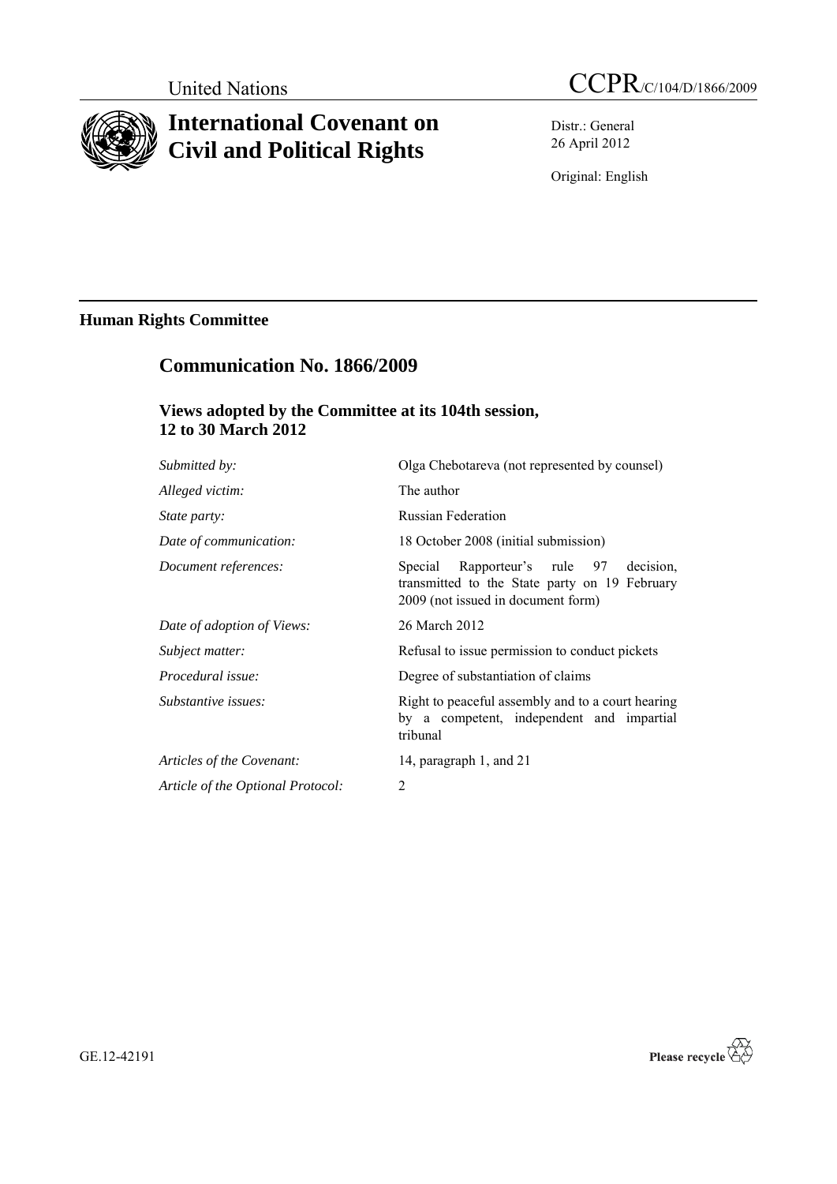United Nations

CCPR/C/104/D/1866/2009

# International Covenant on Civil and Political Rights

Distr.: General
26 April 2012

Original: English

**Human Rights Committee**

## Communication No. 1866/2009

### Views adopted by the Committee at its 104th session, 12 to 30 March 2012

| | |
|---|---|
| *Submitted by:* | Olga Chebotareva (not represented by counsel) |
| *Alleged victim:* | The author |
| *State party:* | Russian Federation |
| *Date of communication:* | 18 October 2008 (initial submission) |
| *Document references:* | Special Rapporteur's rule 97 decision, transmitted to the State party on 19 February 2009 (not issued in document form) |
| *Date of adoption of Views:* | 26 March 2012 |
| *Subject matter:* | Refusal to issue permission to conduct pickets |
| *Procedural issue:* | Degree of substantiation of claims |
| *Substantive issues:* | Right to peaceful assembly and to a court hearing by a competent, independent and impartial tribunal |
| *Articles of the Covenant:* | 14, paragraph 1, and 21 |
| *Article of the Optional Protocol:* | 2 |

GE.12-42191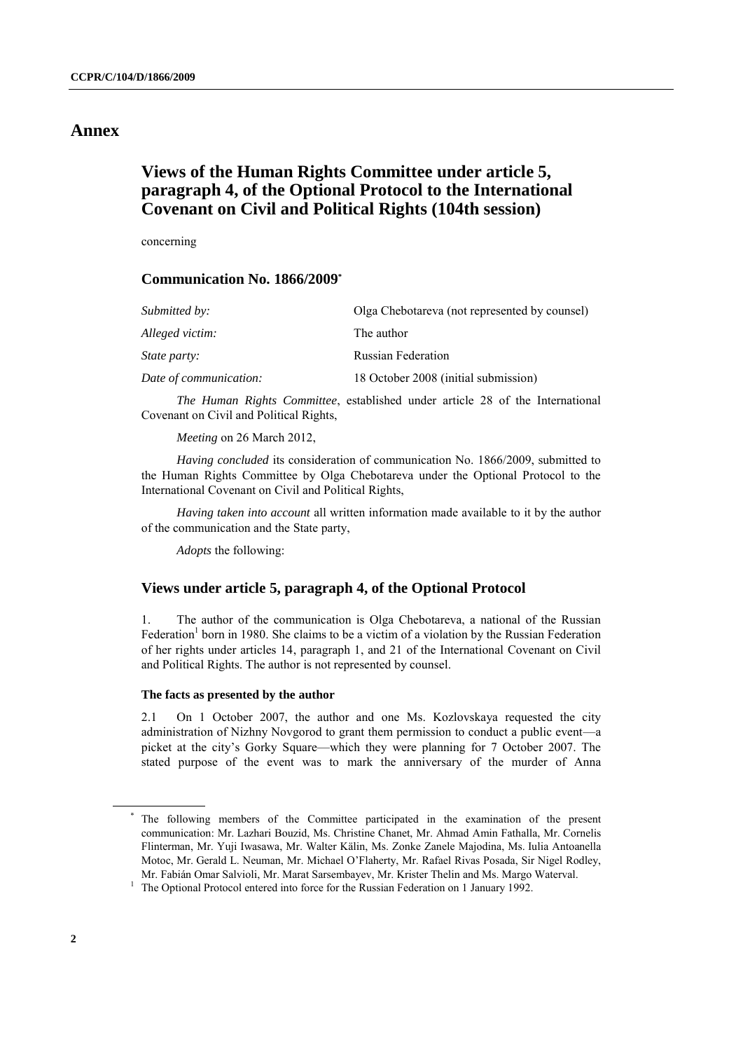# Annex

## Views of the Human Rights Committee under article 5, paragraph 4, of the Optional Protocol to the International Covenant on Civil and Political Rights (104th session)

concerning

### Communication No. 1866/2009*

| | |
|---|---|
| *Submitted by:* | Olga Chebotareva (not represented by counsel) |
| *Alleged victim:* | The author |
| *State party:* | Russian Federation |
| *Date of communication:* | 18 October 2008 (initial submission) |

*The Human Rights Committee*, established under article 28 of the International Covenant on Civil and Political Rights,

*Meeting* on 26 March 2012,

*Having concluded* its consideration of communication No. 1866/2009, submitted to the Human Rights Committee by Olga Chebotareva under the Optional Protocol to the International Covenant on Civil and Political Rights,

*Having taken into account* all written information made available to it by the author of the communication and the State party,

*Adopts* the following:

### Views under article 5, paragraph 4, of the Optional Protocol

1. The author of the communication is Olga Chebotareva, a national of the Russian Federation[1] born in 1980. She claims to be a victim of a violation by the Russian Federation of her rights under articles 14, paragraph 1, and 21 of the International Covenant on Civil and Political Rights. The author is not represented by counsel.

#### The facts as presented by the author

2.1 On 1 October 2007, the author and one Ms. Kozlovskaya requested the city administration of Nizhny Novgorod to grant them permission to conduct a public event—a picket at the city's Gorky Square—which they were planning for 7 October 2007. The stated purpose of the event was to mark the anniversary of the murder of Anna

---

* The following members of the Committee participated in the examination of the present communication: Mr. Lazhari Bouzid, Ms. Christine Chanet, Mr. Ahmad Amin Fathalla, Mr. Cornelis Flinterman, Mr. Yuji Iwasawa, Mr. Walter Kälin, Ms. Zonke Zanele Majodina, Ms. Iulia Antoanella Motoc, Mr. Gerald L. Neuman, Mr. Michael O'Flaherty, Mr. Rafael Rivas Posada, Sir Nigel Rodley, Mr. Fabián Omar Salvioli, Mr. Marat Sarsembayev, Mr. Krister Thelin and Ms. Margo Waterval.

[1] The Optional Protocol entered into force for the Russian Federation on 1 January 1992.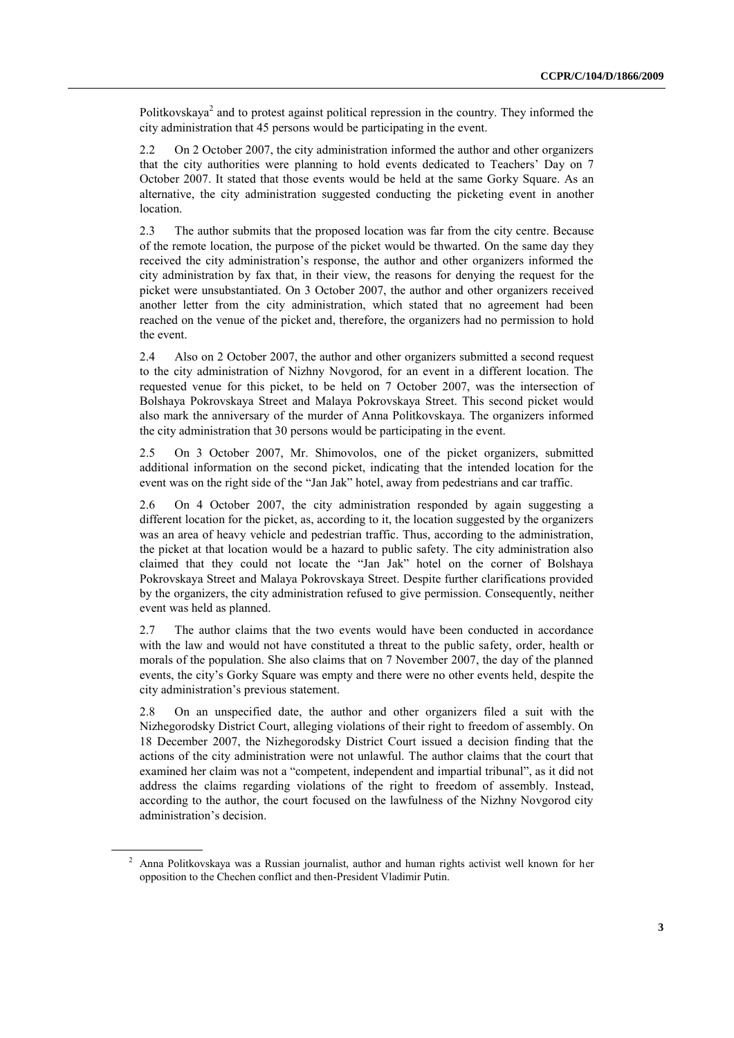Politkovskaya[2] and to protest against political repression in the country. They informed the city administration that 45 persons would be participating in the event.

2.2 On 2 October 2007, the city administration informed the author and other organizers that the city authorities were planning to hold events dedicated to Teachers' Day on 7 October 2007. It stated that those events would be held at the same Gorky Square. As an alternative, the city administration suggested conducting the picketing event in another location.

2.3 The author submits that the proposed location was far from the city centre. Because of the remote location, the purpose of the picket would be thwarted. On the same day they received the city administration's response, the author and other organizers informed the city administration by fax that, in their view, the reasons for denying the request for the picket were unsubstantiated. On 3 October 2007, the author and other organizers received another letter from the city administration, which stated that no agreement had been reached on the venue of the picket and, therefore, the organizers had no permission to hold the event.

2.4 Also on 2 October 2007, the author and other organizers submitted a second request to the city administration of Nizhny Novgorod, for an event in a different location. The requested venue for this picket, to be held on 7 October 2007, was the intersection of Bolshaya Pokrovskaya Street and Malaya Pokrovskaya Street. This second picket would also mark the anniversary of the murder of Anna Politkovskaya. The organizers informed the city administration that 30 persons would be participating in the event.

2.5 On 3 October 2007, Mr. Shimovolos, one of the picket organizers, submitted additional information on the second picket, indicating that the intended location for the event was on the right side of the "Jan Jak" hotel, away from pedestrians and car traffic.

2.6 On 4 October 2007, the city administration responded by again suggesting a different location for the picket, as, according to it, the location suggested by the organizers was an area of heavy vehicle and pedestrian traffic. Thus, according to the administration, the picket at that location would be a hazard to public safety. The city administration also claimed that they could not locate the "Jan Jak" hotel on the corner of Bolshaya Pokrovskaya Street and Malaya Pokrovskaya Street. Despite further clarifications provided by the organizers, the city administration refused to give permission. Consequently, neither event was held as planned.

2.7 The author claims that the two events would have been conducted in accordance with the law and would not have constituted a threat to the public safety, order, health or morals of the population. She also claims that on 7 November 2007, the day of the planned events, the city's Gorky Square was empty and there were no other events held, despite the city administration's previous statement.

2.8 On an unspecified date, the author and other organizers filed a suit with the Nizhegorodsky District Court, alleging violations of their right to freedom of assembly. On 18 December 2007, the Nizhegorodsky District Court issued a decision finding that the actions of the city administration were not unlawful. The author claims that the court that examined her claim was not a "competent, independent and impartial tribunal", as it did not address the claims regarding violations of the right to freedom of assembly. Instead, according to the author, the court focused on the lawfulness of the Nizhny Novgorod city administration's decision.

---

[2] Anna Politkovskaya was a Russian journalist, author and human rights activist well known for her opposition to the Chechen conflict and then-President Vladimir Putin.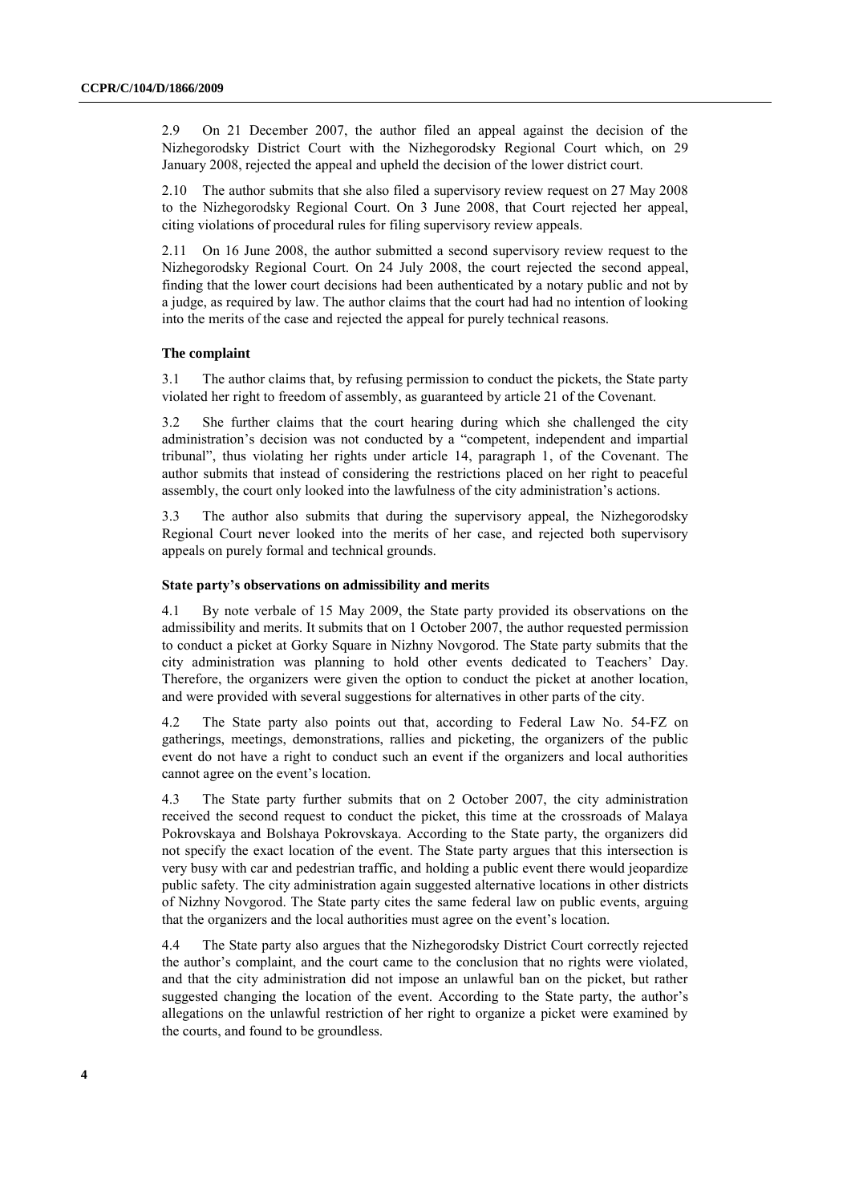2.9 On 21 December 2007, the author filed an appeal against the decision of the Nizhegorodsky District Court with the Nizhegorodsky Regional Court which, on 29 January 2008, rejected the appeal and upheld the decision of the lower district court.

2.10 The author submits that she also filed a supervisory review request on 27 May 2008 to the Nizhegorodsky Regional Court. On 3 June 2008, that Court rejected her appeal, citing violations of procedural rules for filing supervisory review appeals.

2.11 On 16 June 2008, the author submitted a second supervisory review request to the Nizhegorodsky Regional Court. On 24 July 2008, the court rejected the second appeal, finding that the lower court decisions had been authenticated by a notary public and not by a judge, as required by law. The author claims that the court had had no intention of looking into the merits of the case and rejected the appeal for purely technical reasons.

### The complaint

3.1 The author claims that, by refusing permission to conduct the pickets, the State party violated her right to freedom of assembly, as guaranteed by article 21 of the Covenant.

3.2 She further claims that the court hearing during which she challenged the city administration's decision was not conducted by a "competent, independent and impartial tribunal", thus violating her rights under article 14, paragraph 1, of the Covenant. The author submits that instead of considering the restrictions placed on her right to peaceful assembly, the court only looked into the lawfulness of the city administration's actions.

3.3 The author also submits that during the supervisory appeal, the Nizhegorodsky Regional Court never looked into the merits of her case, and rejected both supervisory appeals on purely formal and technical grounds.

### State party's observations on admissibility and merits

4.1 By note verbale of 15 May 2009, the State party provided its observations on the admissibility and merits. It submits that on 1 October 2007, the author requested permission to conduct a picket at Gorky Square in Nizhny Novgorod. The State party submits that the city administration was planning to hold other events dedicated to Teachers' Day. Therefore, the organizers were given the option to conduct the picket at another location, and were provided with several suggestions for alternatives in other parts of the city.

4.2 The State party also points out that, according to Federal Law No. 54-FZ on gatherings, meetings, demonstrations, rallies and picketing, the organizers of the public event do not have a right to conduct such an event if the organizers and local authorities cannot agree on the event's location.

4.3 The State party further submits that on 2 October 2007, the city administration received the second request to conduct the picket, this time at the crossroads of Malaya Pokrovskaya and Bolshaya Pokrovskaya. According to the State party, the organizers did not specify the exact location of the event. The State party argues that this intersection is very busy with car and pedestrian traffic, and holding a public event there would jeopardize public safety. The city administration again suggested alternative locations in other districts of Nizhny Novgorod. The State party cites the same federal law on public events, arguing that the organizers and the local authorities must agree on the event's location.

4.4 The State party also argues that the Nizhegorodsky District Court correctly rejected the author's complaint, and the court came to the conclusion that no rights were violated, and that the city administration did not impose an unlawful ban on the picket, but rather suggested changing the location of the event. According to the State party, the author's allegations on the unlawful restriction of her right to organize a picket were examined by the courts, and found to be groundless.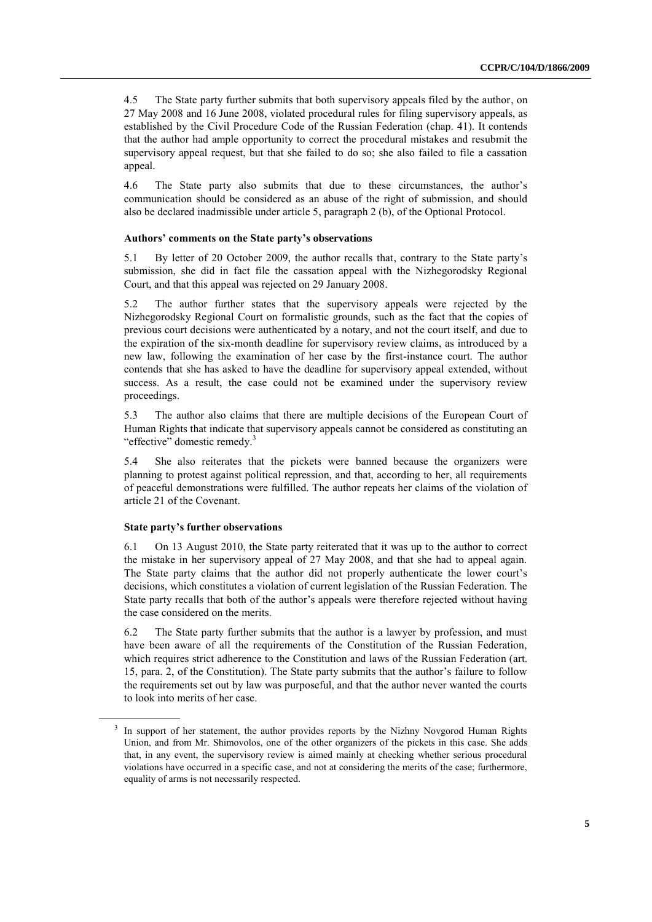4.5 The State party further submits that both supervisory appeals filed by the author, on 27 May 2008 and 16 June 2008, violated procedural rules for filing supervisory appeals, as established by the Civil Procedure Code of the Russian Federation (chap. 41). It contends that the author had ample opportunity to correct the procedural mistakes and resubmit the supervisory appeal request, but that she failed to do so; she also failed to file a cassation appeal.

4.6 The State party also submits that due to these circumstances, the author's communication should be considered as an abuse of the right of submission, and should also be declared inadmissible under article 5, paragraph 2 (b), of the Optional Protocol.

**Authors' comments on the State party's observations**

5.1 By letter of 20 October 2009, the author recalls that, contrary to the State party's submission, she did in fact file the cassation appeal with the Nizhegorodsky Regional Court, and that this appeal was rejected on 29 January 2008.

5.2 The author further states that the supervisory appeals were rejected by the Nizhegorodsky Regional Court on formalistic grounds, such as the fact that the copies of previous court decisions were authenticated by a notary, and not the court itself, and due to the expiration of the six-month deadline for supervisory review claims, as introduced by a new law, following the examination of her case by the first-instance court. The author contends that she has asked to have the deadline for supervisory appeal extended, without success. As a result, the case could not be examined under the supervisory review proceedings.

5.3 The author also claims that there are multiple decisions of the European Court of Human Rights that indicate that supervisory appeals cannot be considered as constituting an "effective" domestic remedy.[3]

5.4 She also reiterates that the pickets were banned because the organizers were planning to protest against political repression, and that, according to her, all requirements of peaceful demonstrations were fulfilled. The author repeats her claims of the violation of article 21 of the Covenant.

**State party's further observations**

6.1 On 13 August 2010, the State party reiterated that it was up to the author to correct the mistake in her supervisory appeal of 27 May 2008, and that she had to appeal again. The State party claims that the author did not properly authenticate the lower court's decisions, which constitutes a violation of current legislation of the Russian Federation. The State party recalls that both of the author's appeals were therefore rejected without having the case considered on the merits.

6.2 The State party further submits that the author is a lawyer by profession, and must have been aware of all the requirements of the Constitution of the Russian Federation, which requires strict adherence to the Constitution and laws of the Russian Federation (art. 15, para. 2, of the Constitution). The State party submits that the author's failure to follow the requirements set out by law was purposeful, and that the author never wanted the courts to look into merits of her case.

[3] In support of her statement, the author provides reports by the Nizhny Novgorod Human Rights Union, and from Mr. Shimovolos, one of the other organizers of the pickets in this case. She adds that, in any event, the supervisory review is aimed mainly at checking whether serious procedural violations have occurred in a specific case, and not at considering the merits of the case; furthermore, equality of arms is not necessarily respected.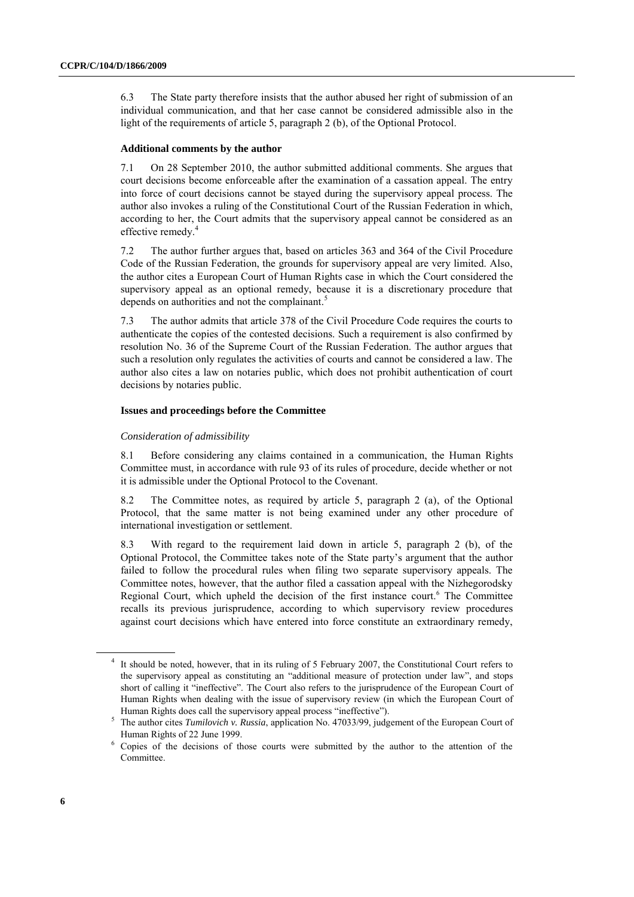6.3 The State party therefore insists that the author abused her right of submission of an individual communication, and that her case cannot be considered admissible also in the light of the requirements of article 5, paragraph 2 (b), of the Optional Protocol.

### Additional comments by the author

7.1 On 28 September 2010, the author submitted additional comments. She argues that court decisions become enforceable after the examination of a cassation appeal. The entry into force of court decisions cannot be stayed during the supervisory appeal process. The author also invokes a ruling of the Constitutional Court of the Russian Federation in which, according to her, the Court admits that the supervisory appeal cannot be considered as an effective remedy.[4]

7.2 The author further argues that, based on articles 363 and 364 of the Civil Procedure Code of the Russian Federation, the grounds for supervisory appeal are very limited. Also, the author cites a European Court of Human Rights case in which the Court considered the supervisory appeal as an optional remedy, because it is a discretionary procedure that depends on authorities and not the complainant.[5]

7.3 The author admits that article 378 of the Civil Procedure Code requires the courts to authenticate the copies of the contested decisions. Such a requirement is also confirmed by resolution No. 36 of the Supreme Court of the Russian Federation. The author argues that such a resolution only regulates the activities of courts and cannot be considered a law. The author also cites a law on notaries public, which does not prohibit authentication of court decisions by notaries public.

### Issues and proceedings before the Committee

*Consideration of admissibility*

8.1 Before considering any claims contained in a communication, the Human Rights Committee must, in accordance with rule 93 of its rules of procedure, decide whether or not it is admissible under the Optional Protocol to the Covenant.

8.2 The Committee notes, as required by article 5, paragraph 2 (a), of the Optional Protocol, that the same matter is not being examined under any other procedure of international investigation or settlement.

8.3 With regard to the requirement laid down in article 5, paragraph 2 (b), of the Optional Protocol, the Committee takes note of the State party's argument that the author failed to follow the procedural rules when filing two separate supervisory appeals. The Committee notes, however, that the author filed a cassation appeal with the Nizhegorodsky Regional Court, which upheld the decision of the first instance court.[6] The Committee recalls its previous jurisprudence, according to which supervisory review procedures against court decisions which have entered into force constitute an extraordinary remedy,

---

[4] It should be noted, however, that in its ruling of 5 February 2007, the Constitutional Court refers to the supervisory appeal as constituting an "additional measure of protection under law", and stops short of calling it "ineffective". The Court also refers to the jurisprudence of the European Court of Human Rights when dealing with the issue of supervisory review (in which the European Court of Human Rights does call the supervisory appeal process "ineffective").

[5] The author cites *Tumilovich v. Russia*, application No. 47033/99, judgement of the European Court of Human Rights of 22 June 1999.

[6] Copies of the decisions of those courts were submitted by the author to the attention of the Committee.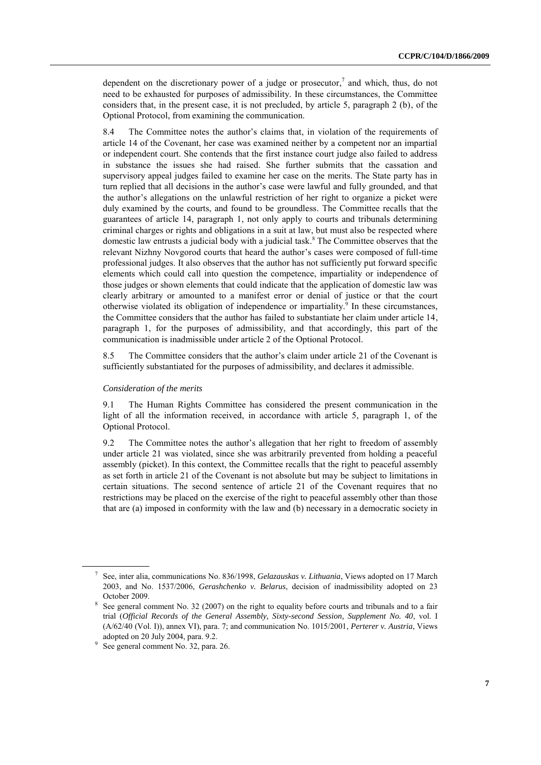dependent on the discretionary power of a judge or prosecutor,[7] and which, thus, do not need to be exhausted for purposes of admissibility. In these circumstances, the Committee considers that, in the present case, it is not precluded, by article 5, paragraph 2 (b), of the Optional Protocol, from examining the communication.

8.4 The Committee notes the author's claims that, in violation of the requirements of article 14 of the Covenant, her case was examined neither by a competent nor an impartial or independent court. She contends that the first instance court judge also failed to address in substance the issues she had raised. She further submits that the cassation and supervisory appeal judges failed to examine her case on the merits. The State party has in turn replied that all decisions in the author's case were lawful and fully grounded, and that the author's allegations on the unlawful restriction of her right to organize a picket were duly examined by the courts, and found to be groundless. The Committee recalls that the guarantees of article 14, paragraph 1, not only apply to courts and tribunals determining criminal charges or rights and obligations in a suit at law, but must also be respected where domestic law entrusts a judicial body with a judicial task.[8] The Committee observes that the relevant Nizhny Novgorod courts that heard the author's cases were composed of full-time professional judges. It also observes that the author has not sufficiently put forward specific elements which could call into question the competence, impartiality or independence of those judges or shown elements that could indicate that the application of domestic law was clearly arbitrary or amounted to a manifest error or denial of justice or that the court otherwise violated its obligation of independence or impartiality.[9] In these circumstances, the Committee considers that the author has failed to substantiate her claim under article 14, paragraph 1, for the purposes of admissibility, and that accordingly, this part of the communication is inadmissible under article 2 of the Optional Protocol.

8.5 The Committee considers that the author's claim under article 21 of the Covenant is sufficiently substantiated for the purposes of admissibility, and declares it admissible.

*Consideration of the merits*

9.1 The Human Rights Committee has considered the present communication in the light of all the information received, in accordance with article 5, paragraph 1, of the Optional Protocol.

9.2 The Committee notes the author's allegation that her right to freedom of assembly under article 21 was violated, since she was arbitrarily prevented from holding a peaceful assembly (picket). In this context, the Committee recalls that the right to peaceful assembly as set forth in article 21 of the Covenant is not absolute but may be subject to limitations in certain situations. The second sentence of article 21 of the Covenant requires that no restrictions may be placed on the exercise of the right to peaceful assembly other than those that are (a) imposed in conformity with the law and (b) necessary in a democratic society in

---

[7] See, inter alia, communications No. 836/1998, *Gelazauskas v. Lithuania*, Views adopted on 17 March 2003, and No. 1537/2006, *Gerashchenko v. Belarus*, decision of inadmissibility adopted on 23 October 2009.

[8] See general comment No. 32 (2007) on the right to equality before courts and tribunals and to a fair trial (*Official Records of the General Assembly, Sixty-second Session, Supplement No. 40*, vol. I (A/62/40 (Vol. I)), annex VI), para. 7; and communication No. 1015/2001, *Perterer v. Austria*, Views adopted on 20 July 2004, para. 9.2.

[9] See general comment No. 32, para. 26.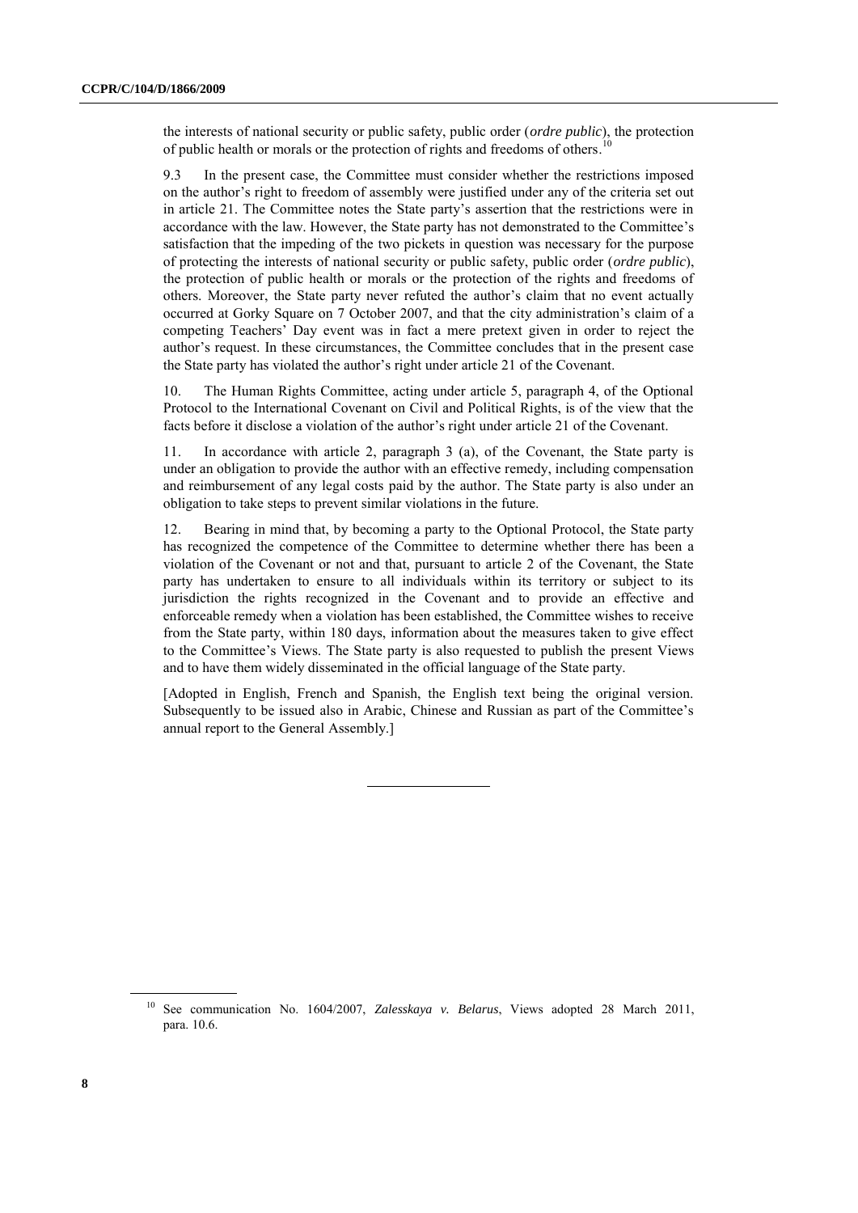the interests of national security or public safety, public order (*ordre public*), the protection of public health or morals or the protection of rights and freedoms of others.[10]

9.3 In the present case, the Committee must consider whether the restrictions imposed on the author's right to freedom of assembly were justified under any of the criteria set out in article 21. The Committee notes the State party's assertion that the restrictions were in accordance with the law. However, the State party has not demonstrated to the Committee's satisfaction that the impeding of the two pickets in question was necessary for the purpose of protecting the interests of national security or public safety, public order (*ordre public*), the protection of public health or morals or the protection of the rights and freedoms of others. Moreover, the State party never refuted the author's claim that no event actually occurred at Gorky Square on 7 October 2007, and that the city administration's claim of a competing Teachers' Day event was in fact a mere pretext given in order to reject the author's request. In these circumstances, the Committee concludes that in the present case the State party has violated the author's right under article 21 of the Covenant.

10. The Human Rights Committee, acting under article 5, paragraph 4, of the Optional Protocol to the International Covenant on Civil and Political Rights, is of the view that the facts before it disclose a violation of the author's right under article 21 of the Covenant.

11. In accordance with article 2, paragraph 3 (a), of the Covenant, the State party is under an obligation to provide the author with an effective remedy, including compensation and reimbursement of any legal costs paid by the author. The State party is also under an obligation to take steps to prevent similar violations in the future.

12. Bearing in mind that, by becoming a party to the Optional Protocol, the State party has recognized the competence of the Committee to determine whether there has been a violation of the Covenant or not and that, pursuant to article 2 of the Covenant, the State party has undertaken to ensure to all individuals within its territory or subject to its jurisdiction the rights recognized in the Covenant and to provide an effective and enforceable remedy when a violation has been established, the Committee wishes to receive from the State party, within 180 days, information about the measures taken to give effect to the Committee's Views. The State party is also requested to publish the present Views and to have them widely disseminated in the official language of the State party.

[Adopted in English, French and Spanish, the English text being the original version. Subsequently to be issued also in Arabic, Chinese and Russian as part of the Committee's annual report to the General Assembly.]

---

[10] See communication No. 1604/2007, *Zalesskaya v. Belarus*, Views adopted 28 March 2011, para. 10.6.